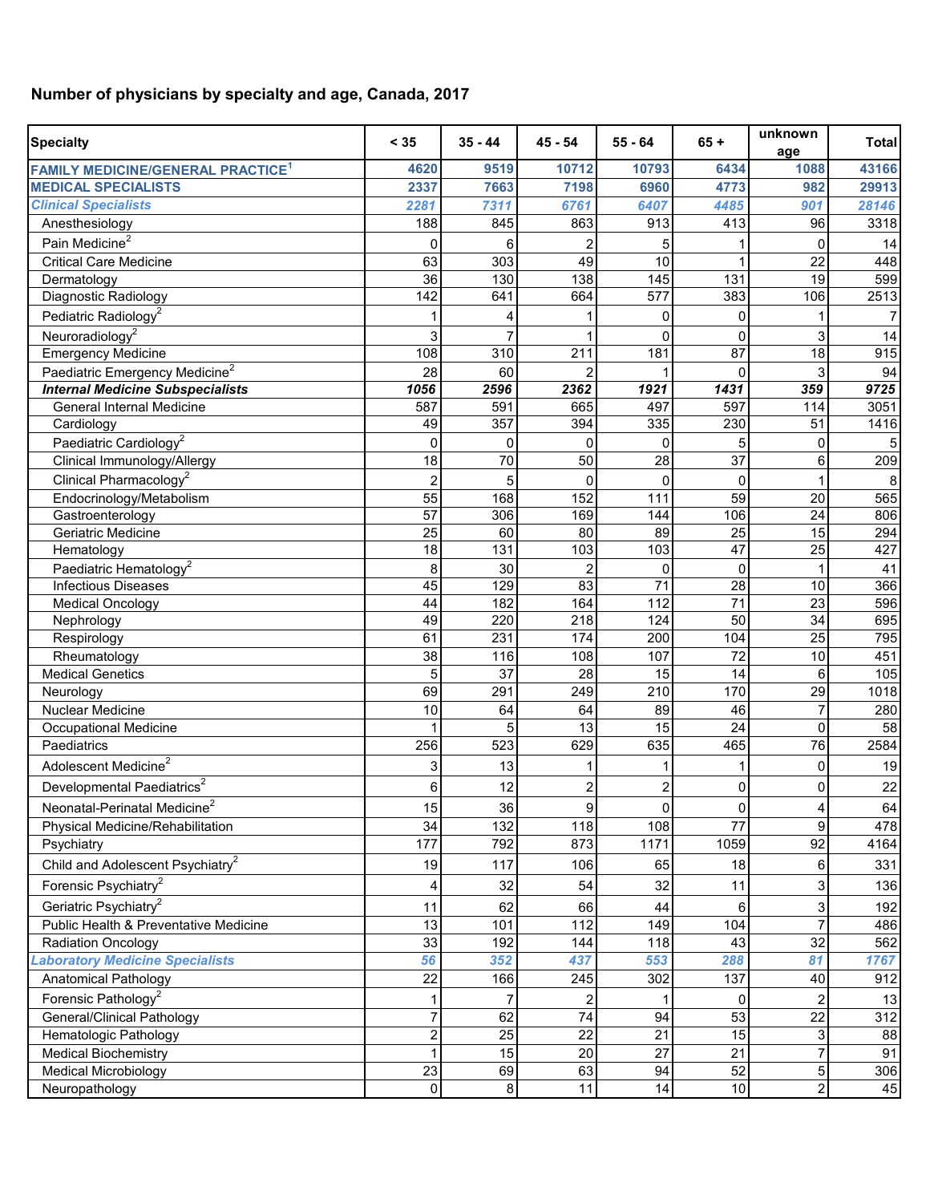## Number of physicians by specialty and age, Canada, 2017

| Specialty | < 35 | 35 - 44 | 45 - 54 | 55 - 64 | 65 + | unknown age | Total |
|---|---|---|---|---|---|---|---|
| **FAMILY MEDICINE/GENERAL PRACTICE[1]** | **4620** | **9519** | **10712** | **10793** | **6434** | **1088** | **43166** |
| **MEDICAL SPECIALISTS** | **2337** | **7663** | **7198** | **6960** | **4773** | **982** | **29913** |
| ***Clinical Specialists*** | ***2281*** | ***7311*** | ***6761*** | ***6407*** | ***4485*** | ***901*** | ***28146*** |
| Anesthesiology | 188 | 845 | 863 | 913 | 413 | 96 | 3318 |
| Pain Medicine[2] | 0 | 6 | 2 | 5 | 1 | 0 | 14 |
| Critical Care Medicine | 63 | 303 | 49 | 10 | 1 | 22 | 448 |
| Dermatology | 36 | 130 | 138 | 145 | 131 | 19 | 599 |
| Diagnostic Radiology | 142 | 641 | 664 | 577 | 383 | 106 | 2513 |
| Pediatric Radiology[2] | 1 | 4 | 1 | 0 | 0 | 1 | 7 |
| Neuroradiology[2] | 3 | 7 | 1 | 0 | 0 | 3 | 14 |
| Emergency Medicine | 108 | 310 | 211 | 181 | 87 | 18 | 915 |
| Paediatric Emergency Medicine[2] | 28 | 60 | 2 | 1 | 0 | 3 | 94 |
| ***Internal Medicine Subspecialists*** | ***1056*** | ***2596*** | ***2362*** | ***1921*** | ***1431*** | ***359*** | ***9725*** |
| General Internal Medicine | 587 | 591 | 665 | 497 | 597 | 114 | 3051 |
| Cardiology | 49 | 357 | 394 | 335 | 230 | 51 | 1416 |
| Paediatric Cardiology[2] | 0 | 0 | 0 | 0 | 5 | 0 | 5 |
| Clinical Immunology/Allergy | 18 | 70 | 50 | 28 | 37 | 6 | 209 |
| Clinical Pharmacology[2] | 2 | 5 | 0 | 0 | 0 | 1 | 8 |
| Endocrinology/Metabolism | 55 | 168 | 152 | 111 | 59 | 20 | 565 |
| Gastroenterology | 57 | 306 | 169 | 144 | 106 | 24 | 806 |
| Geriatric Medicine | 25 | 60 | 80 | 89 | 25 | 15 | 294 |
| Hematology | 18 | 131 | 103 | 103 | 47 | 25 | 427 |
| Paediatric Hematology[2] | 8 | 30 | 2 | 0 | 0 | 1 | 41 |
| Infectious Diseases | 45 | 129 | 83 | 71 | 28 | 10 | 366 |
| Medical Oncology | 44 | 182 | 164 | 112 | 71 | 23 | 596 |
| Nephrology | 49 | 220 | 218 | 124 | 50 | 34 | 695 |
| Respirology | 61 | 231 | 174 | 200 | 104 | 25 | 795 |
| Rheumatology | 38 | 116 | 108 | 107 | 72 | 10 | 451 |
| Medical Genetics | 5 | 37 | 28 | 15 | 14 | 6 | 105 |
| Neurology | 69 | 291 | 249 | 210 | 170 | 29 | 1018 |
| Nuclear Medicine | 10 | 64 | 64 | 89 | 46 | 7 | 280 |
| Occupational Medicine | 1 | 5 | 13 | 15 | 24 | 0 | 58 |
| Paediatrics | 256 | 523 | 629 | 635 | 465 | 76 | 2584 |
| Adolescent Medicine[2] | 3 | 13 | 1 | 1 | 1 | 0 | 19 |
| Developmental Paediatrics[2] | 6 | 12 | 2 | 2 | 0 | 0 | 22 |
| Neonatal-Perinatal Medicine[2] | 15 | 36 | 9 | 0 | 0 | 4 | 64 |
| Physical Medicine/Rehabilitation | 34 | 132 | 118 | 108 | 77 | 9 | 478 |
| Psychiatry | 177 | 792 | 873 | 1171 | 1059 | 92 | 4164 |
| Child and Adolescent Psychiatry[2] | 19 | 117 | 106 | 65 | 18 | 6 | 331 |
| Forensic Psychiatry[2] | 4 | 32 | 54 | 32 | 11 | 3 | 136 |
| Geriatric Psychiatry[2] | 11 | 62 | 66 | 44 | 6 | 3 | 192 |
| Public Health & Preventative Medicine | 13 | 101 | 112 | 149 | 104 | 7 | 486 |
| Radiation Oncology | 33 | 192 | 144 | 118 | 43 | 32 | 562 |
| ***Laboratory Medicine Specialists*** | ***56*** | ***352*** | ***437*** | ***553*** | ***288*** | ***81*** | ***1767*** |
| Anatomical Pathology | 22 | 166 | 245 | 302 | 137 | 40 | 912 |
| Forensic Pathology[2] | 1 | 7 | 2 | 1 | 0 | 2 | 13 |
| General/Clinical Pathology | 7 | 62 | 74 | 94 | 53 | 22 | 312 |
| Hematologic Pathology | 2 | 25 | 22 | 21 | 15 | 3 | 88 |
| Medical Biochemistry | 1 | 15 | 20 | 27 | 21 | 7 | 91 |
| Medical Microbiology | 23 | 69 | 63 | 94 | 52 | 5 | 306 |
| Neuropathology | 0 | 8 | 11 | 14 | 10 | 2 | 45 |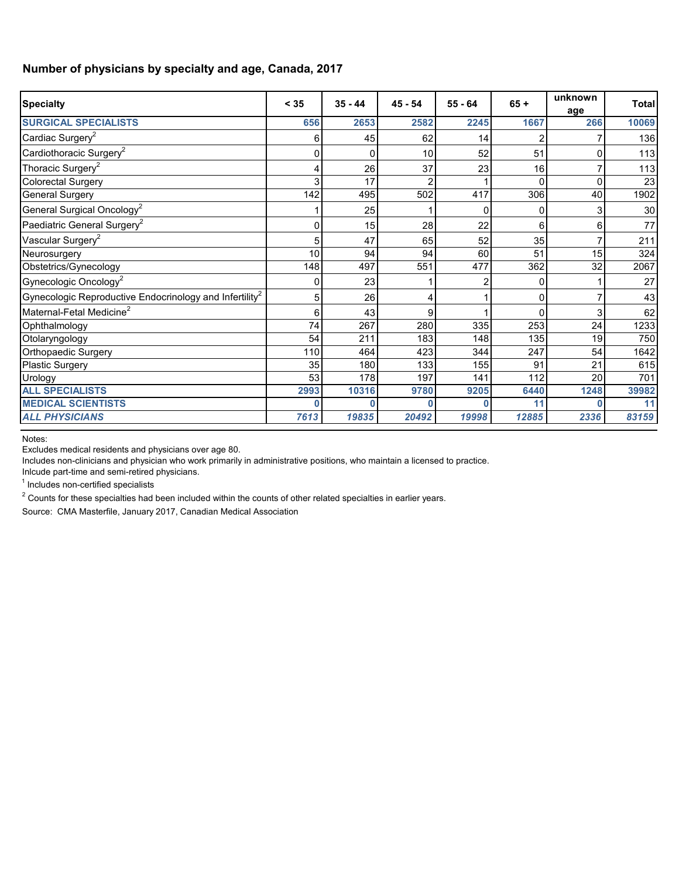## Number of physicians by specialty and age, Canada, 2017

| Specialty | < 35 | 35 - 44 | 45 - 54 | 55 - 64 | 65 + | unknown age | Total |
|---|---|---|---|---|---|---|---|
| **SURGICAL SPECIALISTS** | **656** | **2653** | **2582** | **2245** | **1667** | **266** | **10069** |
| Cardiac Surgery[2] | 6 | 45 | 62 | 14 | 2 | 7 | 136 |
| Cardiothoracic Surgery[2] | 0 | 0 | 10 | 52 | 51 | 0 | 113 |
| Thoracic Surgery[2] | 4 | 26 | 37 | 23 | 16 | 7 | 113 |
| Colorectal Surgery | 3 | 17 | 2 | 1 | 0 | 0 | 23 |
| General Surgery | 142 | 495 | 502 | 417 | 306 | 40 | 1902 |
| General Surgical Oncology[2] | 1 | 25 | 1 | 0 | 0 | 3 | 30 |
| Paediatric General Surgery[2] | 0 | 15 | 28 | 22 | 6 | 6 | 77 |
| Vascular Surgery[2] | 5 | 47 | 65 | 52 | 35 | 7 | 211 |
| Neurosurgery | 10 | 94 | 94 | 60 | 51 | 15 | 324 |
| Obstetrics/Gynecology | 148 | 497 | 551 | 477 | 362 | 32 | 2067 |
| Gynecologic Oncology[2] | 0 | 23 | 1 | 2 | 0 | 1 | 27 |
| Gynecologic Reproductive Endocrinology and Infertility[2] | 5 | 26 | 4 | 1 | 0 | 7 | 43 |
| Maternal-Fetal Medicine[2] | 6 | 43 | 9 | 1 | 0 | 3 | 62 |
| Ophthalmology | 74 | 267 | 280 | 335 | 253 | 24 | 1233 |
| Otolaryngology | 54 | 211 | 183 | 148 | 135 | 19 | 750 |
| Orthopaedic Surgery | 110 | 464 | 423 | 344 | 247 | 54 | 1642 |
| Plastic Surgery | 35 | 180 | 133 | 155 | 91 | 21 | 615 |
| Urology | 53 | 178 | 197 | 141 | 112 | 20 | 701 |
| **ALL SPECIALISTS** | **2993** | **10316** | **9780** | **9205** | **6440** | **1248** | **39982** |
| **MEDICAL SCIENTISTS** | **0** | **0** | **0** | **0** | **11** | **0** | **11** |
| ***ALL PHYSICIANS*** | ***7613*** | ***19835*** | ***20492*** | ***19998*** | ***12885*** | ***2336*** | ***83159*** |

Notes:
Excludes medical residents and physicians over age 80.
Includes non-clinicians and physician who work primarily in administrative positions, who maintain a licensed to practice.
Inlcude part-time and semi-retired physicians.
[1] Includes non-certified specialists
[2] Counts for these specialties had been included within the counts of other related specialties in earlier years.
Source: CMA Masterfile, January 2017, Canadian Medical Association